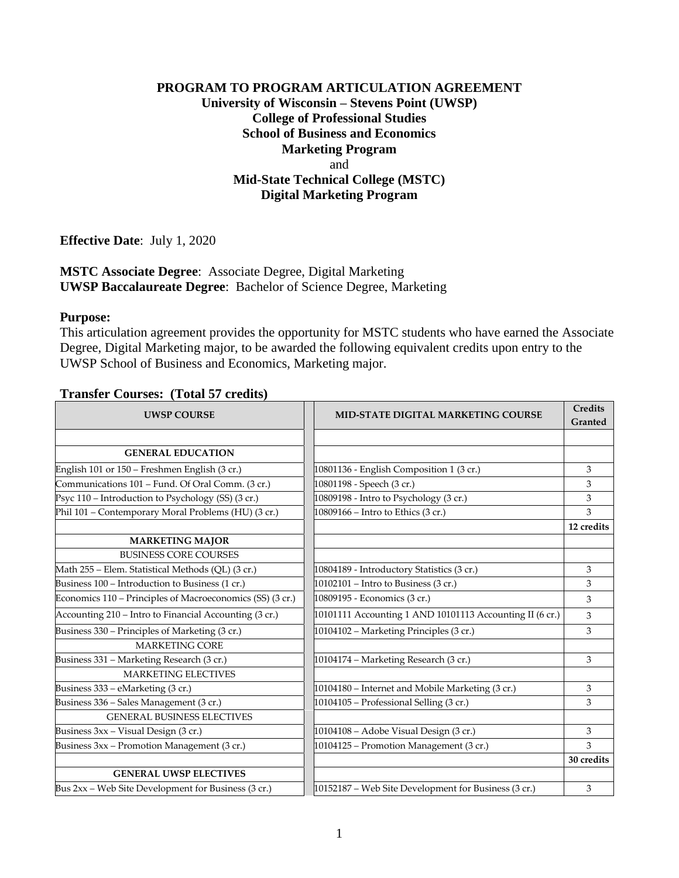**PROGRAM TO PROGRAM ARTICULATION AGREEMENT**
**University of Wisconsin – Stevens Point (UWSP)**
**College of Professional Studies**
**School of Business and Economics**
**Marketing Program**
and
**Mid-State Technical College (MSTC)**
**Digital Marketing Program**

**Effective Date**: July 1, 2020

**MSTC Associate Degree**: Associate Degree, Digital Marketing
**UWSP Baccalaureate Degree**: Bachelor of Science Degree, Marketing

**Purpose:**

This articulation agreement provides the opportunity for MSTC students who have earned the Associate Degree, Digital Marketing major, to be awarded the following equivalent credits upon entry to the UWSP School of Business and Economics, Marketing major.

**Transfer Courses: (Total 57 credits)**

| UWSP COURSE | MID-STATE DIGITAL MARKETING COURSE | Credits Granted |
|---|---|---|
| | | |
| **GENERAL EDUCATION** | | |
| English 101 or 150 – Freshmen English (3 cr.) | 10801136 - English Composition 1 (3 cr.) | 3 |
| Communications 101 – Fund. Of Oral Comm. (3 cr.) | 10801198 - Speech (3 cr.) | 3 |
| Psyc 110 – Introduction to Psychology (SS) (3 cr.) | 10809198 - Intro to Psychology (3 cr.) | 3 |
| Phil 101 – Contemporary Moral Problems (HU) (3 cr.) | 10809166 – Intro to Ethics (3 cr.) | 3 |
| | | **12 credits** |
| **MARKETING MAJOR** | | |
| BUSINESS CORE COURSES | | |
| Math 255 – Elem. Statistical Methods (QL) (3 cr.) | 10804189 - Introductory Statistics (3 cr.) | 3 |
| Business 100 – Introduction to Business (1 cr.) | 10102101 – Intro to Business (3 cr.) | 3 |
| Economics 110 – Principles of Macroeconomics (SS) (3 cr.) | 10809195 - Economics (3 cr.) | 3 |
| Accounting 210 – Intro to Financial Accounting (3 cr.) | 10101111 Accounting 1 AND 10101113 Accounting II (6 cr.) | 3 |
| Business 330 – Principles of Marketing (3 cr.) | 10104102 – Marketing Principles (3 cr.) | 3 |
| MARKETING CORE | | |
| Business 331 – Marketing Research (3 cr.) | 10104174 – Marketing Research (3 cr.) | 3 |
| MARKETING ELECTIVES | | |
| Business 333 – eMarketing (3 cr.) | 10104180 – Internet and Mobile Marketing (3 cr.) | 3 |
| Business 336 – Sales Management (3 cr.) | 10104105 – Professional Selling (3 cr.) | 3 |
| GENERAL BUSINESS ELECTIVES | | |
| Business 3xx – Visual Design (3 cr.) | 10104108 – Adobe Visual Design (3 cr.) | 3 |
| Business 3xx – Promotion Management (3 cr.) | 10104125 – Promotion Management (3 cr.) | 3 |
| | | **30 credits** |
| **GENERAL UWSP ELECTIVES** | | |
| Bus 2xx – Web Site Development for Business (3 cr.) | 10152187 – Web Site Development for Business (3 cr.) | 3 |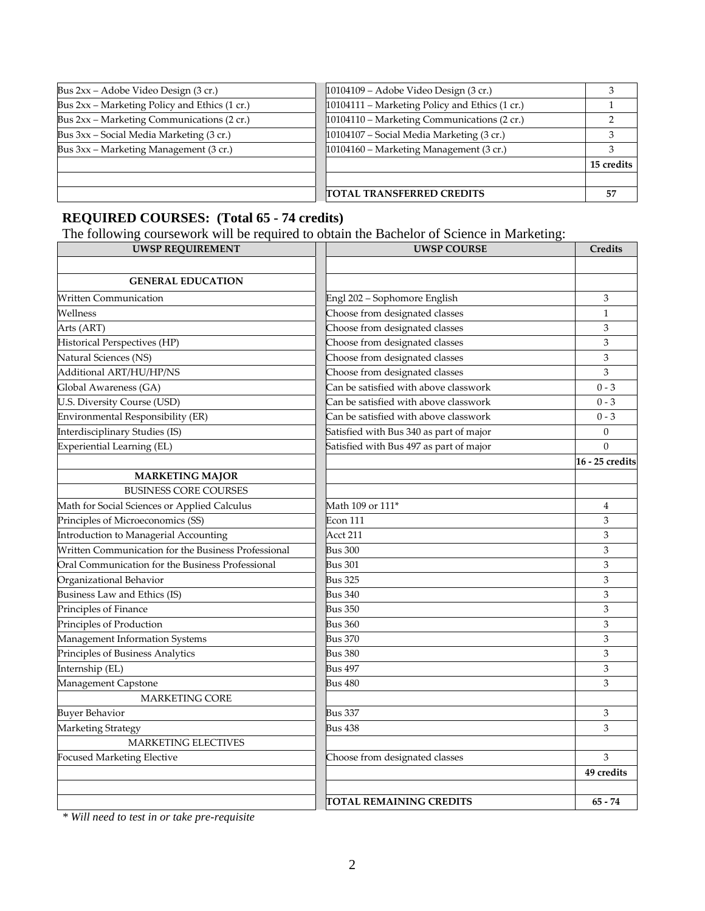| | | |
|---|---|---|
| Bus 2xx – Adobe Video Design (3 cr.) | 10104109 – Adobe Video Design (3 cr.) | 3 |
| Bus 2xx – Marketing Policy and Ethics (1 cr.) | 10104111 – Marketing Policy and Ethics (1 cr.) | 1 |
| Bus 2xx – Marketing Communications (2 cr.) | 10104110 – Marketing Communications (2 cr.) | 2 |
| Bus 3xx – Social Media Marketing (3 cr.) | 10104107 – Social Media Marketing (3 cr.) | 3 |
| Bus 3xx – Marketing Management (3 cr.) | 10104160 – Marketing Management (3 cr.) | 3 |
| | | **15 credits** |
| | | |
| | **TOTAL TRANSFERRED CREDITS** | **57** |

## REQUIRED COURSES: (Total 65 - 74 credits)

The following coursework will be required to obtain the Bachelor of Science in Marketing:

| UWSP REQUIREMENT | UWSP COURSE | Credits |
|---|---|---|
| | | |
| **GENERAL EDUCATION** | | |
| Written Communication | Engl 202 – Sophomore English | 3 |
| Wellness | Choose from designated classes | 1 |
| Arts (ART) | Choose from designated classes | 3 |
| Historical Perspectives (HP) | Choose from designated classes | 3 |
| Natural Sciences (NS) | Choose from designated classes | 3 |
| Additional ART/HU/HP/NS | Choose from designated classes | 3 |
| Global Awareness (GA) | Can be satisfied with above classwork | 0 - 3 |
| U.S. Diversity Course (USD) | Can be satisfied with above classwork | 0 - 3 |
| Environmental Responsibility (ER) | Can be satisfied with above classwork | 0 - 3 |
| Interdisciplinary Studies (IS) | Satisfied with Bus 340 as part of major | 0 |
| Experiential Learning (EL) | Satisfied with Bus 497 as part of major | 0 |
| | | **16 - 25 credits** |
| **MARKETING MAJOR** | | |
| BUSINESS CORE COURSES | | |
| Math for Social Sciences or Applied Calculus | Math 109 or 111* | 4 |
| Principles of Microeconomics (SS) | Econ 111 | 3 |
| Introduction to Managerial Accounting | Acct 211 | 3 |
| Written Communication for the Business Professional | Bus 300 | 3 |
| Oral Communication for the Business Professional | Bus 301 | 3 |
| Organizational Behavior | Bus 325 | 3 |
| Business Law and Ethics (IS) | Bus 340 | 3 |
| Principles of Finance | Bus 350 | 3 |
| Principles of Production | Bus 360 | 3 |
| Management Information Systems | Bus 370 | 3 |
| Principles of Business Analytics | Bus 380 | 3 |
| Internship (EL) | Bus 497 | 3 |
| Management Capstone | Bus 480 | 3 |
| MARKETING CORE | | |
| Buyer Behavior | Bus 337 | 3 |
| Marketing Strategy | Bus 438 | 3 |
| MARKETING ELECTIVES | | |
| Focused Marketing Elective | Choose from designated classes | 3 |
| | | **49 credits** |
| | | |
| | **TOTAL REMAINING CREDITS** | **65 - 74** |

*\* Will need to test in or take pre-requisite*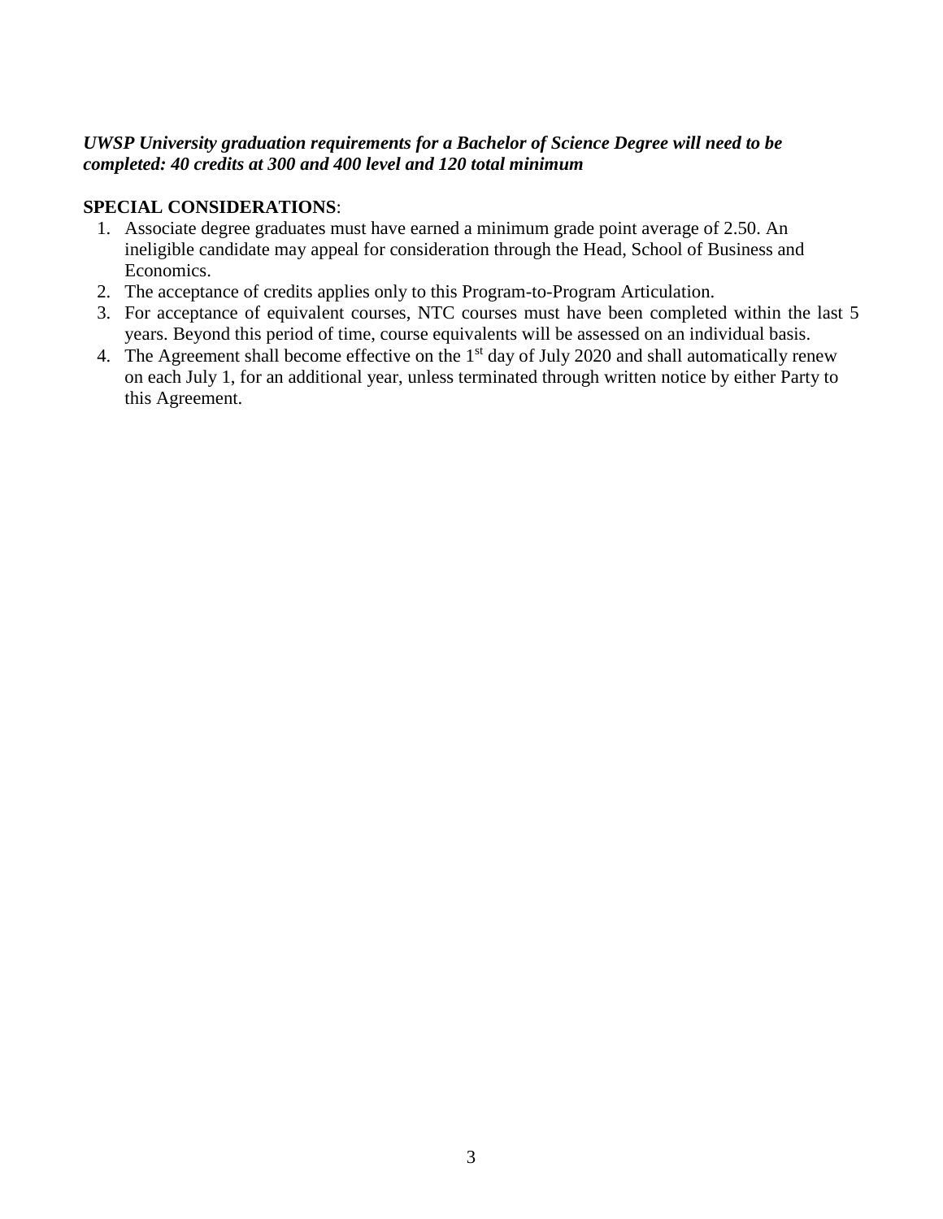***UWSP University graduation requirements for a Bachelor of Science Degree will need to be completed: 40 credits at 300 and 400 level and 120 total minimum***

**SPECIAL CONSIDERATIONS**:

1. Associate degree graduates must have earned a minimum grade point average of 2.50. An ineligible candidate may appeal for consideration through the Head, School of Business and Economics.
2. The acceptance of credits applies only to this Program-to-Program Articulation.
3. For acceptance of equivalent courses, NTC courses must have been completed within the last 5 years. Beyond this period of time, course equivalents will be assessed on an individual basis.
4. The Agreement shall become effective on the 1st day of July 2020 and shall automatically renew on each July 1, for an additional year, unless terminated through written notice by either Party to this Agreement.